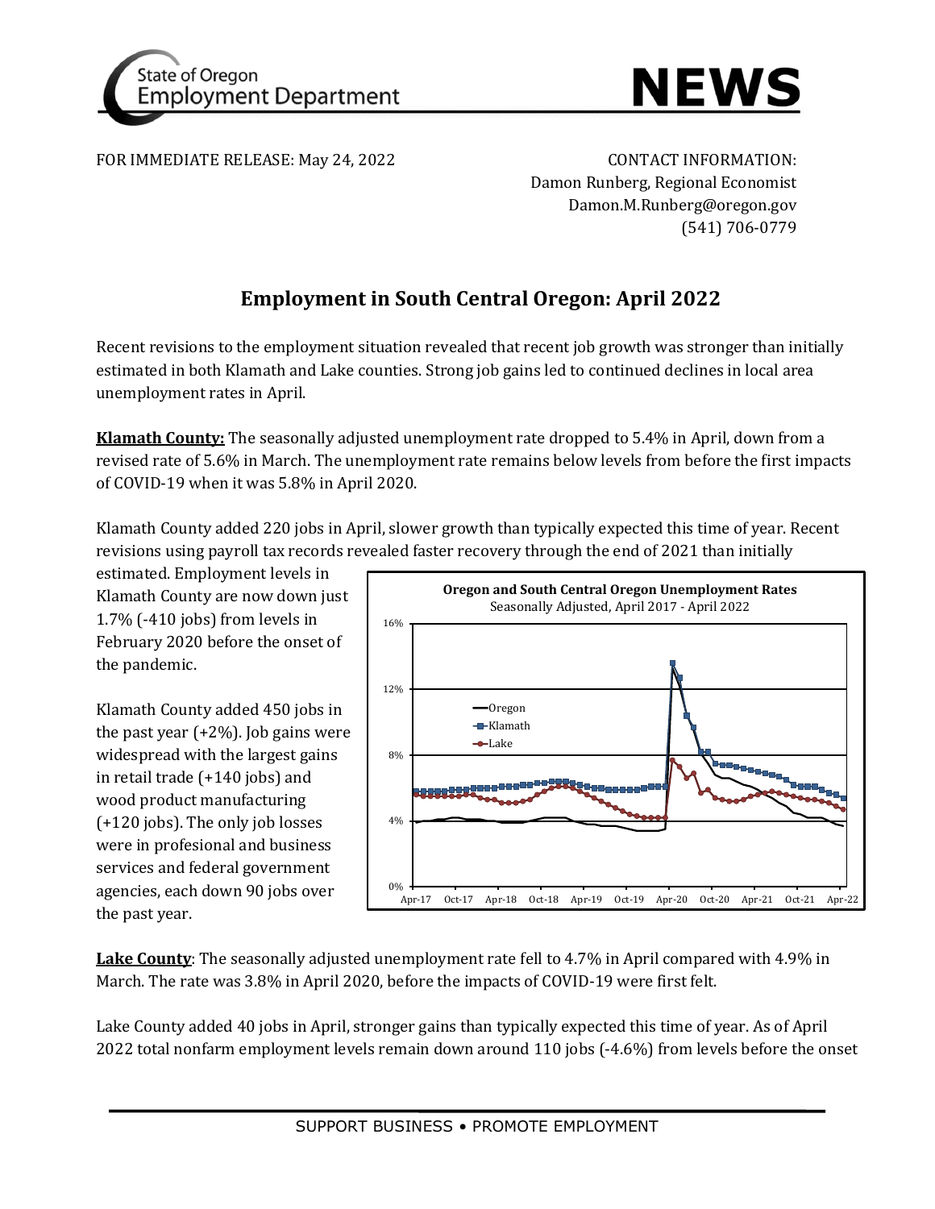FOR IMMEDIATE RELEASE: May 24, 2022

CONTACT INFORMATION:
Damon Runberg, Regional Economist
Damon.M.Runberg@oregon.gov
(541) 706-0779

# Employment in South Central Oregon: April 2022

Recent revisions to the employment situation revealed that recent job growth was stronger than initially estimated in both Klamath and Lake counties. Strong job gains led to continued declines in local area unemployment rates in April.

**Klamath County:** The seasonally adjusted unemployment rate dropped to 5.4% in April, down from a revised rate of 5.6% in March. The unemployment rate remains below levels from before the first impacts of COVID-19 when it was 5.8% in April 2020.

Klamath County added 220 jobs in April, slower growth than typically expected this time of year. Recent revisions using payroll tax records revealed faster recovery through the end of 2021 than initially estimated. Employment levels in Klamath County are now down just 1.7% (-410 jobs) from levels in February 2020 before the onset of the pandemic.

Klamath County added 450 jobs in the past year (+2%). Job gains were widespread with the largest gains in retail trade (+140 jobs) and wood product manufacturing (+120 jobs). The only job losses were in profesional and business services and federal government agencies, each down 90 jobs over the past year.

**Oregon and South Central Oregon Unemployment Rates**
Seasonally Adjusted, April 2017 - April 2022

**Lake County**: The seasonally adjusted unemployment rate fell to 4.7% in April compared with 4.9% in March. The rate was 3.8% in April 2020, before the impacts of COVID-19 were first felt.

Lake County added 40 jobs in April, stronger gains than typically expected this time of year. As of April 2022 total nonfarm employment levels remain down around 110 jobs (-4.6%) from levels before the onset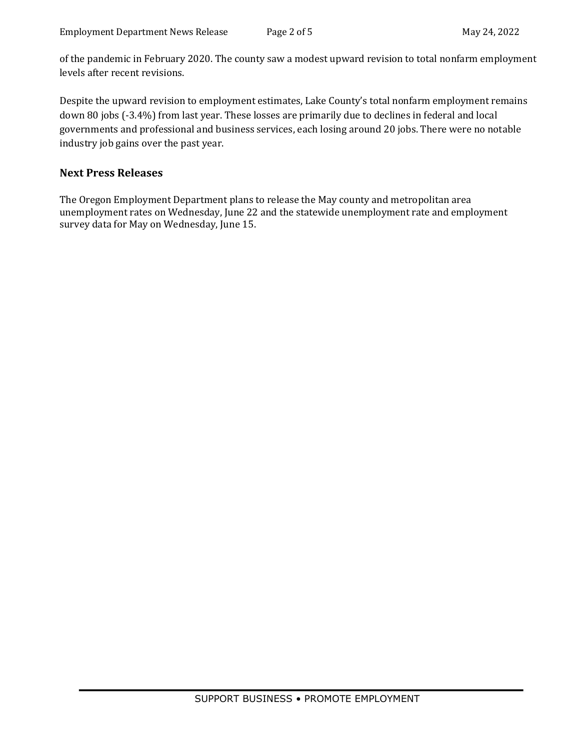of the pandemic in February 2020. The county saw a modest upward revision to total nonfarm employment levels after recent revisions.

Despite the upward revision to employment estimates, Lake County's total nonfarm employment remains down 80 jobs (-3.4%) from last year. These losses are primarily due to declines in federal and local governments and professional and business services, each losing around 20 jobs. There were no notable industry job gains over the past year.

## Next Press Releases

The Oregon Employment Department plans to release the May county and metropolitan area unemployment rates on Wednesday, June 22 and the statewide unemployment rate and employment survey data for May on Wednesday, June 15.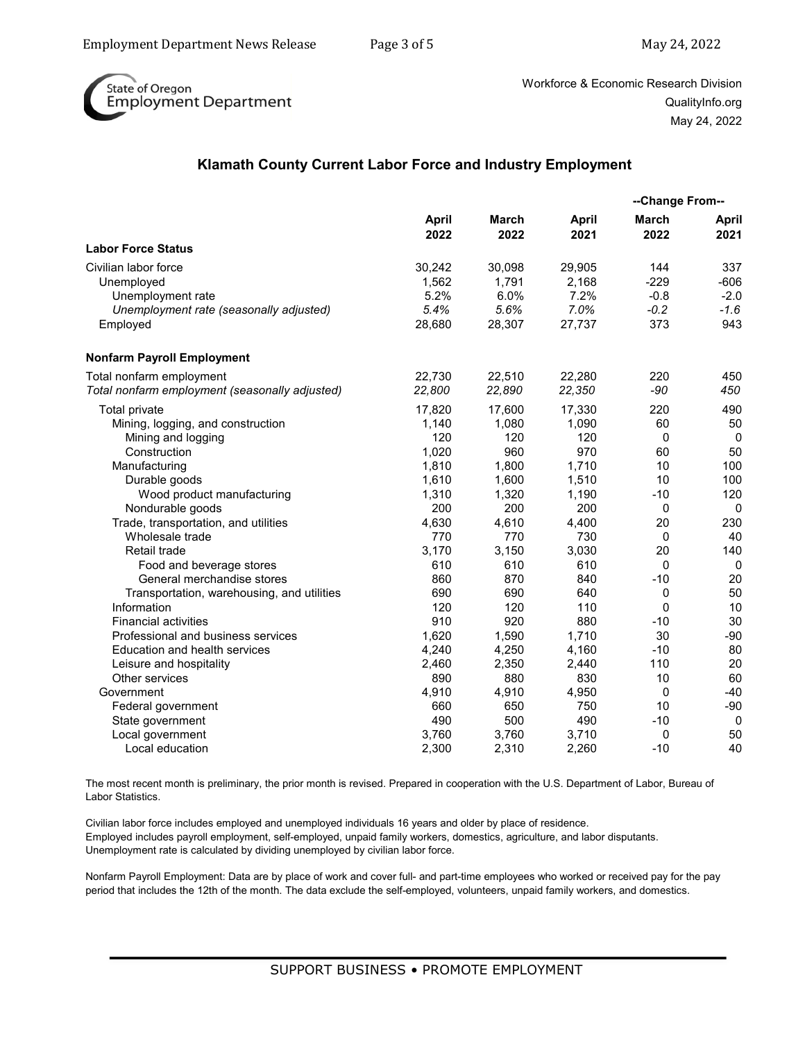State of Oregon Employment Department

Workforce & Economic Research Division
QualityInfo.org
May 24, 2022

## Klamath County Current Labor Force and Industry Employment

| | April 2022 | March 2022 | April 2021 | Change From-- March 2022 | Change From-- April 2021 |
|---|---|---|---|---|---|
| **Labor Force Status** | | | | | |
| Civilian labor force | 30,242 | 30,098 | 29,905 | 144 | 337 |
| Unemployed | 1,562 | 1,791 | 2,168 | -229 | -606 |
| Unemployment rate | 5.2% | 6.0% | 7.2% | -0.8 | -2.0 |
| *Unemployment rate (seasonally adjusted)* | *5.4%* | *5.6%* | *7.0%* | *-0.2* | *-1.6* |
| Employed | 28,680 | 28,307 | 27,737 | 373 | 943 |
| **Nonfarm Payroll Employment** | | | | | |
| Total nonfarm employment | 22,730 | 22,510 | 22,280 | 220 | 450 |
| *Total nonfarm employment (seasonally adjusted)* | *22,800* | *22,890* | *22,350* | *-90* | *450* |
| Total private | 17,820 | 17,600 | 17,330 | 220 | 490 |
| Mining, logging, and construction | 1,140 | 1,080 | 1,090 | 60 | 50 |
| Mining and logging | 120 | 120 | 120 | 0 | 0 |
| Construction | 1,020 | 960 | 970 | 60 | 50 |
| Manufacturing | 1,810 | 1,800 | 1,710 | 10 | 100 |
| Durable goods | 1,610 | 1,600 | 1,510 | 10 | 100 |
| Wood product manufacturing | 1,310 | 1,320 | 1,190 | -10 | 120 |
| Nondurable goods | 200 | 200 | 200 | 0 | 0 |
| Trade, transportation, and utilities | 4,630 | 4,610 | 4,400 | 20 | 230 |
| Wholesale trade | 770 | 770 | 730 | 0 | 40 |
| Retail trade | 3,170 | 3,150 | 3,030 | 20 | 140 |
| Food and beverage stores | 610 | 610 | 610 | 0 | 0 |
| General merchandise stores | 860 | 870 | 840 | -10 | 20 |
| Transportation, warehousing, and utilities | 690 | 690 | 640 | 0 | 50 |
| Information | 120 | 120 | 110 | 0 | 10 |
| Financial activities | 910 | 920 | 880 | -10 | 30 |
| Professional and business services | 1,620 | 1,590 | 1,710 | 30 | -90 |
| Education and health services | 4,240 | 4,250 | 4,160 | -10 | 80 |
| Leisure and hospitality | 2,460 | 2,350 | 2,440 | 110 | 20 |
| Other services | 890 | 880 | 830 | 10 | 60 |
| Government | 4,910 | 4,910 | 4,950 | 0 | -40 |
| Federal government | 660 | 650 | 750 | 10 | -90 |
| State government | 490 | 500 | 490 | -10 | 0 |
| Local government | 3,760 | 3,760 | 3,710 | 0 | 50 |
| Local education | 2,300 | 2,310 | 2,260 | -10 | 40 |

The most recent month is preliminary, the prior month is revised. Prepared in cooperation with the U.S. Department of Labor, Bureau of Labor Statistics.

Civilian labor force includes employed and unemployed individuals 16 years and older by place of residence.
Employed includes payroll employment, self-employed, unpaid family workers, domestics, agriculture, and labor disputants.
Unemployment rate is calculated by dividing unemployed by civilian labor force.

Nonfarm Payroll Employment: Data are by place of work and cover full- and part-time employees who worked or received pay for the pay period that includes the 12th of the month. The data exclude the self-employed, volunteers, unpaid family workers, and domestics.

SUPPORT BUSINESS • PROMOTE EMPLOYMENT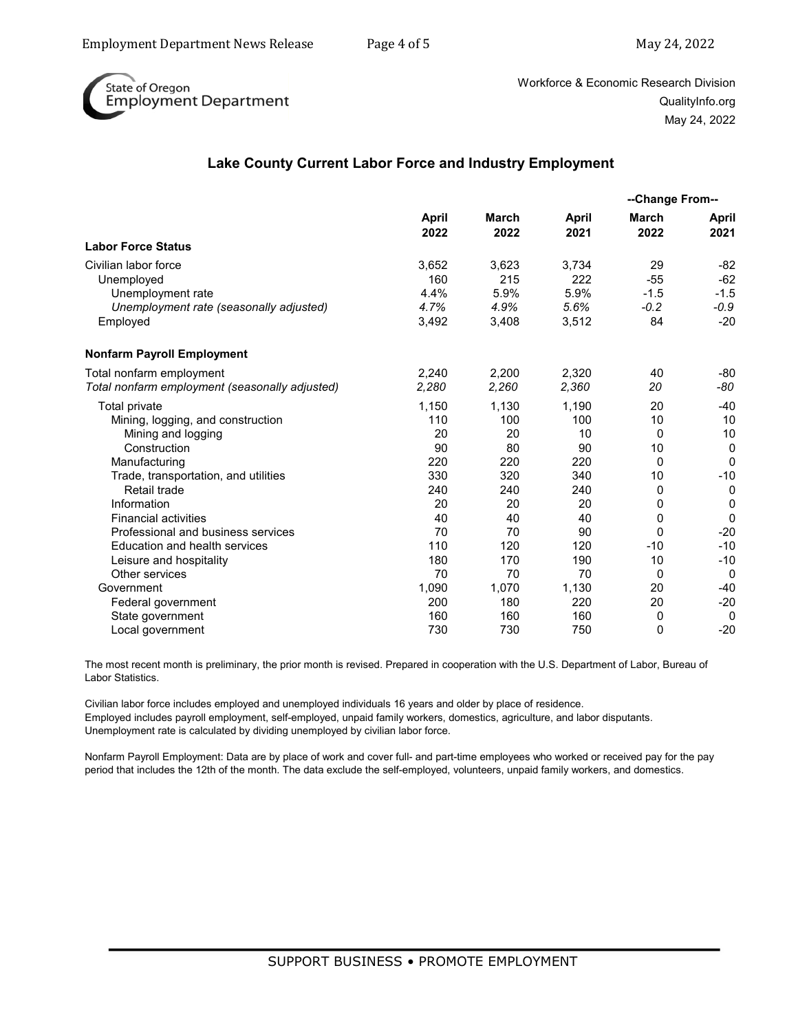Workforce & Economic Research Division
QualityInfo.org
May 24, 2022

## Lake County Current Labor Force and Industry Employment

| | April 2022 | March 2022 | April 2021 | Change From March 2022 | Change From April 2021 |
|---|---|---|---|---|---|
| **Labor Force Status** | | | | | |
| Civilian labor force | 3,652 | 3,623 | 3,734 | 29 | -82 |
| Unemployed | 160 | 215 | 222 | -55 | -62 |
| Unemployment rate | 4.4% | 5.9% | 5.9% | -1.5 | -1.5 |
| *Unemployment rate (seasonally adjusted)* | *4.7%* | *4.9%* | *5.6%* | *-0.2* | *-0.9* |
| Employed | 3,492 | 3,408 | 3,512 | 84 | -20 |
| **Nonfarm Payroll Employment** | | | | | |
| Total nonfarm employment | 2,240 | 2,200 | 2,320 | 40 | -80 |
| *Total nonfarm employment (seasonally adjusted)* | *2,280* | *2,260* | *2,360* | *20* | *-80* |
| Total private | 1,150 | 1,130 | 1,190 | 20 | -40 |
| Mining, logging, and construction | 110 | 100 | 100 | 10 | 10 |
| Mining and logging | 20 | 20 | 10 | 0 | 10 |
| Construction | 90 | 80 | 90 | 10 | 0 |
| Manufacturing | 220 | 220 | 220 | 0 | 0 |
| Trade, transportation, and utilities | 330 | 320 | 340 | 10 | -10 |
| Retail trade | 240 | 240 | 240 | 0 | 0 |
| Information | 20 | 20 | 20 | 0 | 0 |
| Financial activities | 40 | 40 | 40 | 0 | 0 |
| Professional and business services | 70 | 70 | 90 | 0 | -20 |
| Education and health services | 110 | 120 | 120 | -10 | -10 |
| Leisure and hospitality | 180 | 170 | 190 | 10 | -10 |
| Other services | 70 | 70 | 70 | 0 | 0 |
| Government | 1,090 | 1,070 | 1,130 | 20 | -40 |
| Federal government | 200 | 180 | 220 | 20 | -20 |
| State government | 160 | 160 | 160 | 0 | 0 |
| Local government | 730 | 730 | 750 | 0 | -20 |

The most recent month is preliminary, the prior month is revised. Prepared in cooperation with the U.S. Department of Labor, Bureau of Labor Statistics.

Civilian labor force includes employed and unemployed individuals 16 years and older by place of residence.
Employed includes payroll employment, self-employed, unpaid family workers, domestics, agriculture, and labor disputants.
Unemployment rate is calculated by dividing unemployed by civilian labor force.

Nonfarm Payroll Employment: Data are by place of work and cover full- and part-time employees who worked or received pay for the pay period that includes the 12th of the month. The data exclude the self-employed, volunteers, unpaid family workers, and domestics.

SUPPORT BUSINESS • PROMOTE EMPLOYMENT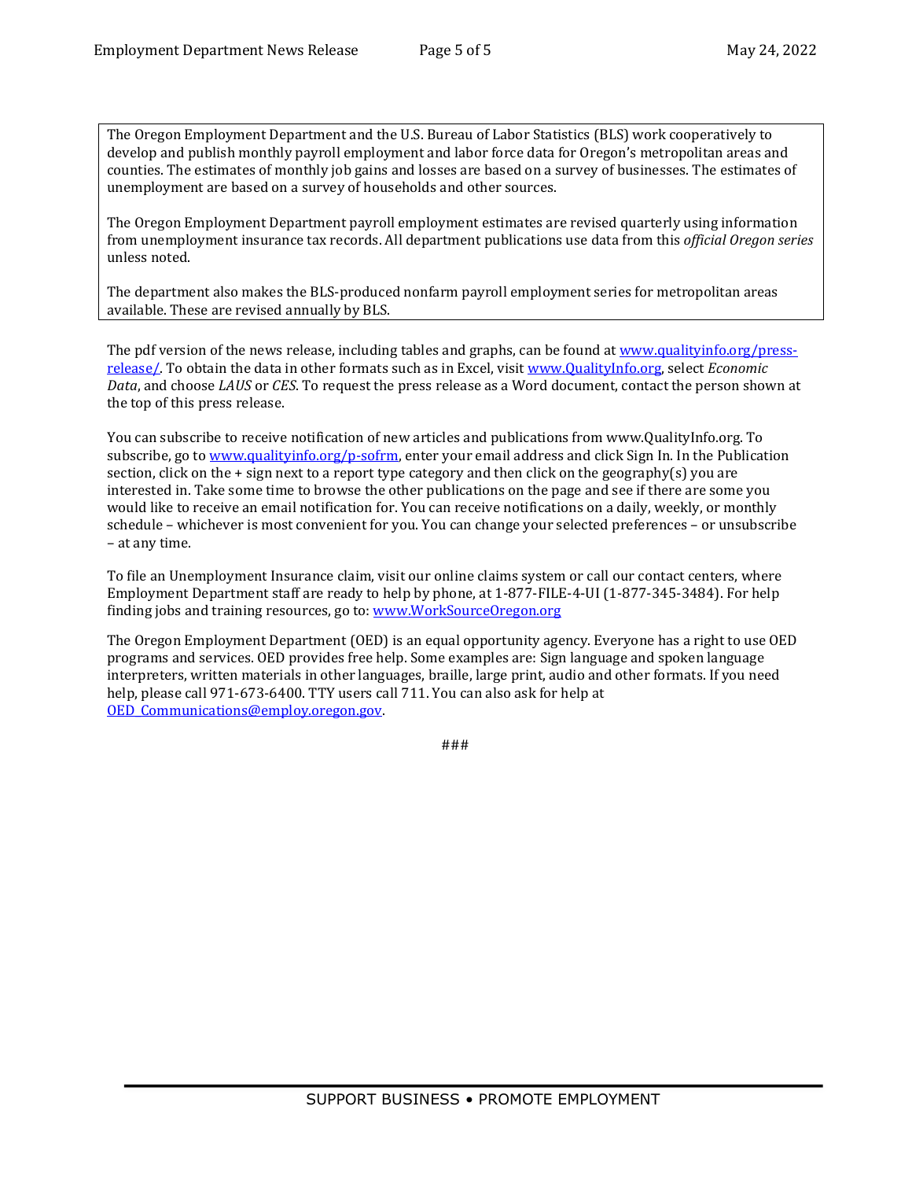The Oregon Employment Department and the U.S. Bureau of Labor Statistics (BLS) work cooperatively to develop and publish monthly payroll employment and labor force data for Oregon's metropolitan areas and counties. The estimates of monthly job gains and losses are based on a survey of businesses. The estimates of unemployment are based on a survey of households and other sources.

The Oregon Employment Department payroll employment estimates are revised quarterly using information from unemployment insurance tax records. All department publications use data from this *official Oregon series* unless noted.

The department also makes the BLS-produced nonfarm payroll employment series for metropolitan areas available. These are revised annually by BLS.

The pdf version of the news release, including tables and graphs, can be found at [www.qualityinfo.org/press-release/](www.qualityinfo.org/press-release/). To obtain the data in other formats such as in Excel, visit [www.QualityInfo.org](www.QualityInfo.org), select *Economic Data*, and choose *LAUS* or *CES*. To request the press release as a Word document, contact the person shown at the top of this press release.

You can subscribe to receive notification of new articles and publications from www.QualityInfo.org. To subscribe, go to [www.qualityinfo.org/p-sofrm](www.qualityinfo.org/p-sofrm), enter your email address and click Sign In. In the Publication section, click on the + sign next to a report type category and then click on the geography(s) you are interested in. Take some time to browse the other publications on the page and see if there are some you would like to receive an email notification for. You can receive notifications on a daily, weekly, or monthly schedule – whichever is most convenient for you. You can change your selected preferences – or unsubscribe – at any time.

To file an Unemployment Insurance claim, visit our online claims system or call our contact centers, where Employment Department staff are ready to help by phone, at 1-877-FILE-4-UI (1-877-345-3484). For help finding jobs and training resources, go to: [www.WorkSourceOregon.org](www.WorkSourceOregon.org)

The Oregon Employment Department (OED) is an equal opportunity agency. Everyone has a right to use OED programs and services. OED provides free help. Some examples are: Sign language and spoken language interpreters, written materials in other languages, braille, large print, audio and other formats. If you need help, please call 971-673-6400. TTY users call 711. You can also ask for help at [OED_Communications@employ.oregon.gov](mailto:OED_Communications@employ.oregon.gov).

###

SUPPORT BUSINESS • PROMOTE EMPLOYMENT